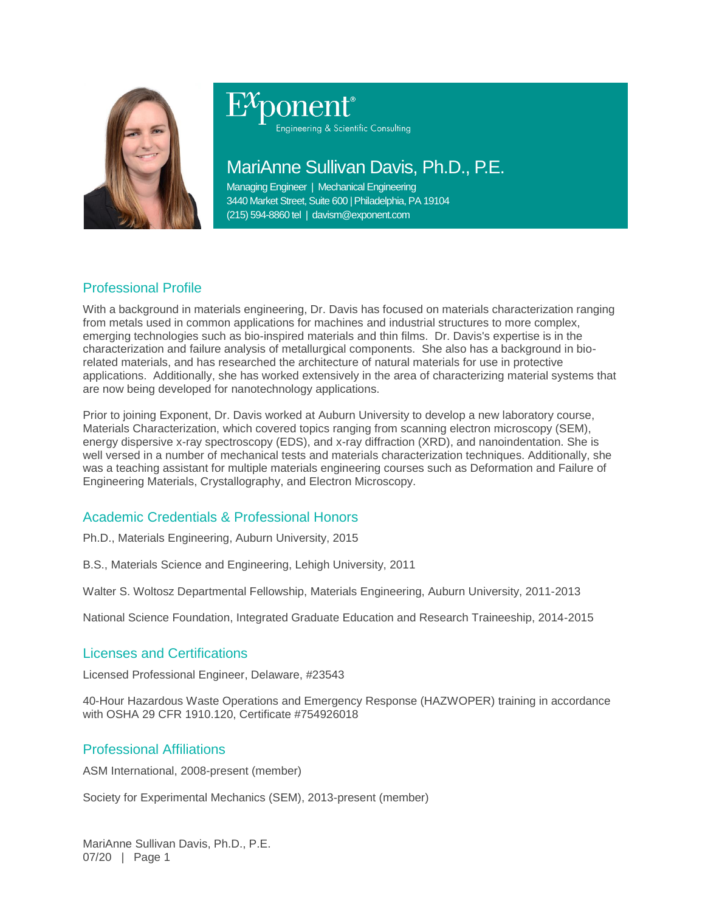Exponent
Engineering & Scientific Consulting

# MariAnne Sullivan Davis, Ph.D., P.E.

Managing Engineer | Mechanical Engineering
3440 Market Street, Suite 600 | Philadelphia, PA 19104
(215) 594-8860 tel | davism@exponent.com

## Professional Profile

With a background in materials engineering, Dr. Davis has focused on materials characterization ranging from metals used in common applications for machines and industrial structures to more complex, emerging technologies such as bio-inspired materials and thin films. Dr. Davis's expertise is in the characterization and failure analysis of metallurgical components. She also has a background in bio-related materials, and has researched the architecture of natural materials for use in protective applications. Additionally, she has worked extensively in the area of characterizing material systems that are now being developed for nanotechnology applications.

Prior to joining Exponent, Dr. Davis worked at Auburn University to develop a new laboratory course, Materials Characterization, which covered topics ranging from scanning electron microscopy (SEM), energy dispersive x-ray spectroscopy (EDS), and x-ray diffraction (XRD), and nanoindentation. She is well versed in a number of mechanical tests and materials characterization techniques. Additionally, she was a teaching assistant for multiple materials engineering courses such as Deformation and Failure of Engineering Materials, Crystallography, and Electron Microscopy.

## Academic Credentials & Professional Honors

Ph.D., Materials Engineering, Auburn University, 2015

B.S., Materials Science and Engineering, Lehigh University, 2011

Walter S. Woltosz Departmental Fellowship, Materials Engineering, Auburn University, 2011-2013

National Science Foundation, Integrated Graduate Education and Research Traineeship, 2014-2015

## Licenses and Certifications

Licensed Professional Engineer, Delaware, #23543

40-Hour Hazardous Waste Operations and Emergency Response (HAZWOPER) training in accordance with OSHA 29 CFR 1910.120, Certificate #754926018

## Professional Affiliations

ASM International, 2008-present (member)

Society for Experimental Mechanics (SEM), 2013-present (member)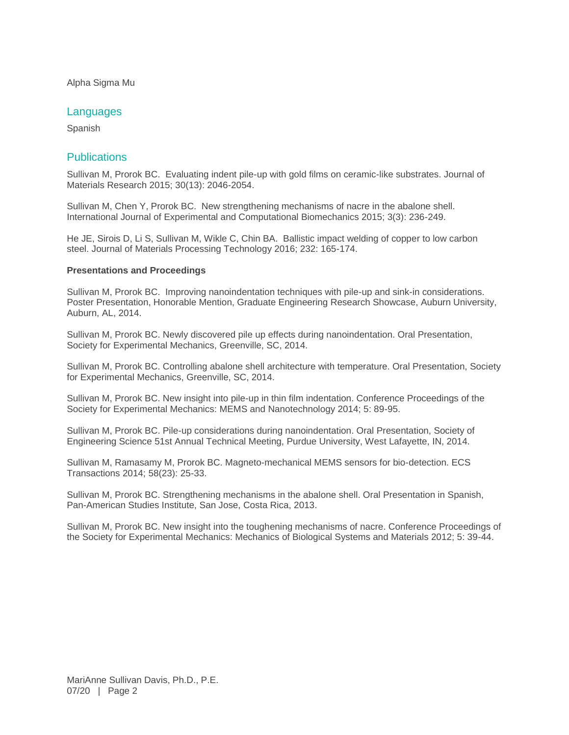Alpha Sigma Mu

## Languages

Spanish

## Publications

Sullivan M, Prorok BC. Evaluating indent pile-up with gold films on ceramic-like substrates. Journal of Materials Research 2015; 30(13): 2046-2054.

Sullivan M, Chen Y, Prorok BC. New strengthening mechanisms of nacre in the abalone shell. International Journal of Experimental and Computational Biomechanics 2015; 3(3): 236-249.

He JE, Sirois D, Li S, Sullivan M, Wikle C, Chin BA. Ballistic impact welding of copper to low carbon steel. Journal of Materials Processing Technology 2016; 232: 165-174.

### Presentations and Proceedings

Sullivan M, Prorok BC. Improving nanoindentation techniques with pile-up and sink-in considerations. Poster Presentation, Honorable Mention, Graduate Engineering Research Showcase, Auburn University, Auburn, AL, 2014.

Sullivan M, Prorok BC. Newly discovered pile up effects during nanoindentation. Oral Presentation, Society for Experimental Mechanics, Greenville, SC, 2014.

Sullivan M, Prorok BC. Controlling abalone shell architecture with temperature. Oral Presentation, Society for Experimental Mechanics, Greenville, SC, 2014.

Sullivan M, Prorok BC. New insight into pile-up in thin film indentation. Conference Proceedings of the Society for Experimental Mechanics: MEMS and Nanotechnology 2014; 5: 89-95.

Sullivan M, Prorok BC. Pile-up considerations during nanoindentation. Oral Presentation, Society of Engineering Science 51st Annual Technical Meeting, Purdue University, West Lafayette, IN, 2014.

Sullivan M, Ramasamy M, Prorok BC. Magneto-mechanical MEMS sensors for bio-detection. ECS Transactions 2014; 58(23): 25-33.

Sullivan M, Prorok BC. Strengthening mechanisms in the abalone shell. Oral Presentation in Spanish, Pan-American Studies Institute, San Jose, Costa Rica, 2013.

Sullivan M, Prorok BC. New insight into the toughening mechanisms of nacre. Conference Proceedings of the Society for Experimental Mechanics: Mechanics of Biological Systems and Materials 2012; 5: 39-44.